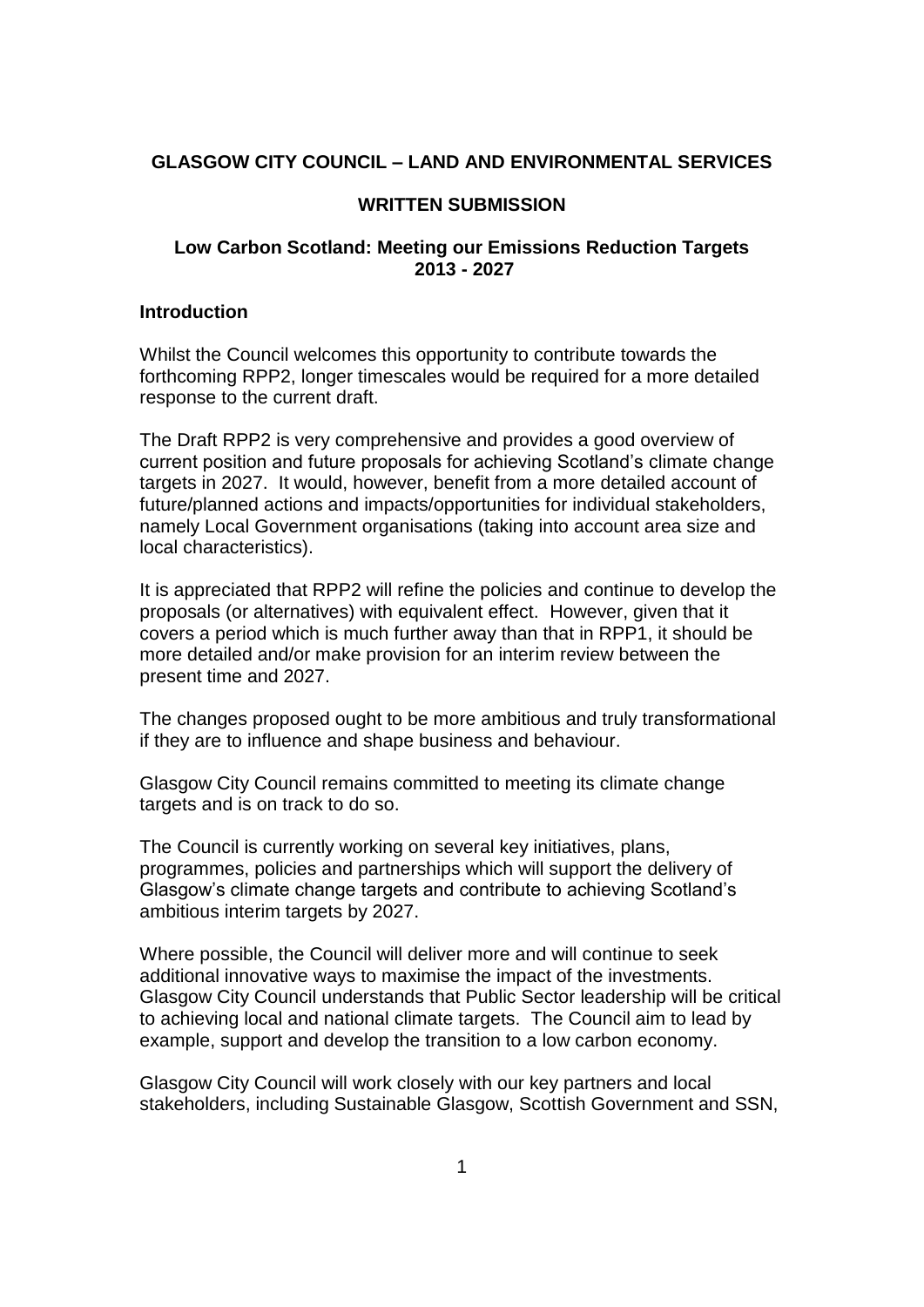# GLASGOW CITY COUNCIL – LAND AND ENVIRONMENTAL SERVICES

## WRITTEN SUBMISSION

### Low Carbon Scotland: Meeting our Emissions Reduction Targets 2013 - 2027

### Introduction

Whilst the Council welcomes this opportunity to contribute towards the forthcoming RPP2, longer timescales would be required for a more detailed response to the current draft.

The Draft RPP2 is very comprehensive and provides a good overview of current position and future proposals for achieving Scotland's climate change targets in 2027. It would, however, benefit from a more detailed account of future/planned actions and impacts/opportunities for individual stakeholders, namely Local Government organisations (taking into account area size and local characteristics).

It is appreciated that RPP2 will refine the policies and continue to develop the proposals (or alternatives) with equivalent effect. However, given that it covers a period which is much further away than that in RPP1, it should be more detailed and/or make provision for an interim review between the present time and 2027.

The changes proposed ought to be more ambitious and truly transformational if they are to influence and shape business and behaviour.

Glasgow City Council remains committed to meeting its climate change targets and is on track to do so.

The Council is currently working on several key initiatives, plans, programmes, policies and partnerships which will support the delivery of Glasgow's climate change targets and contribute to achieving Scotland's ambitious interim targets by 2027.

Where possible, the Council will deliver more and will continue to seek additional innovative ways to maximise the impact of the investments. Glasgow City Council understands that Public Sector leadership will be critical to achieving local and national climate targets. The Council aim to lead by example, support and develop the transition to a low carbon economy.

Glasgow City Council will work closely with our key partners and local stakeholders, including Sustainable Glasgow, Scottish Government and SSN,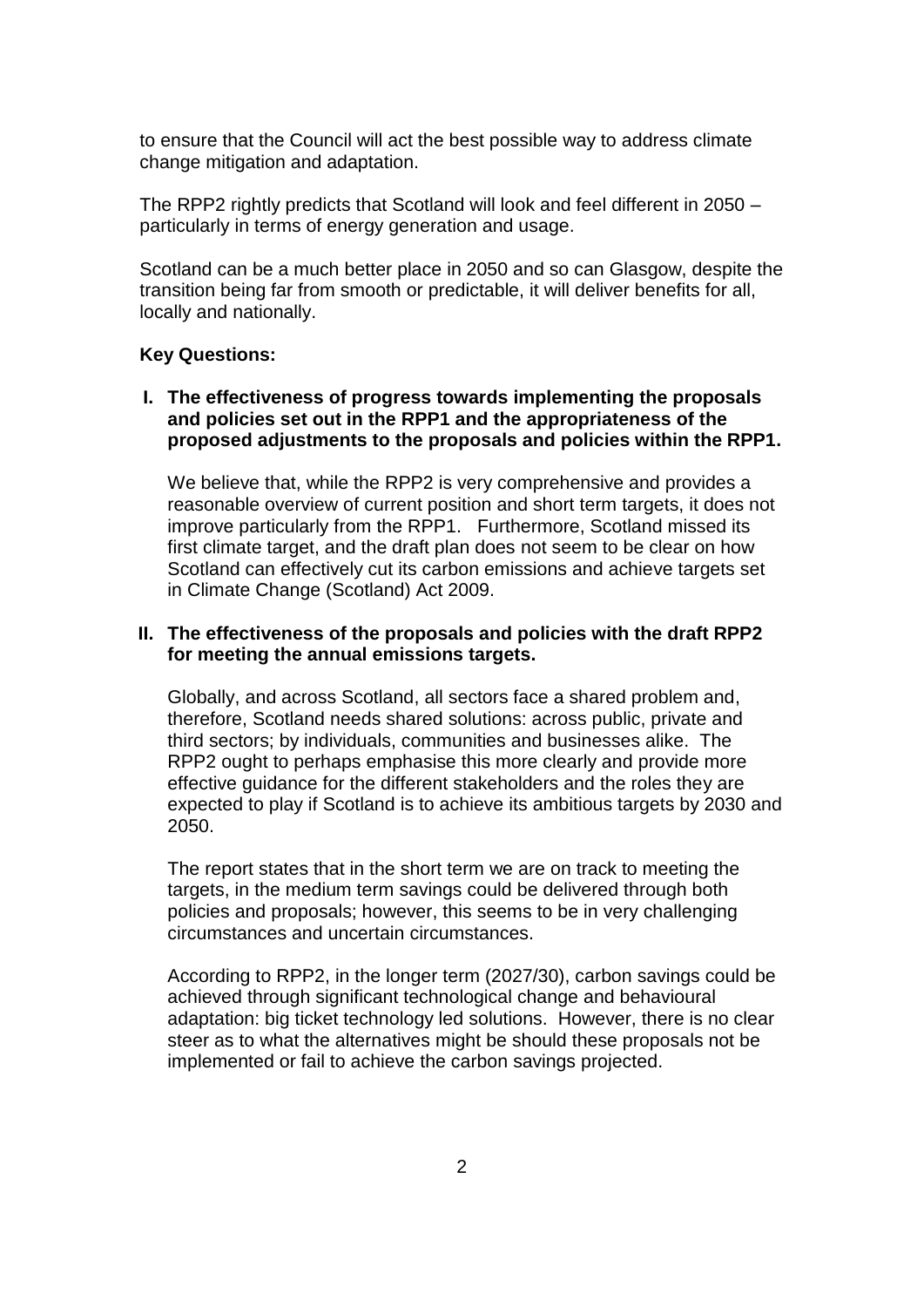to ensure that the Council will act the best possible way to address climate change mitigation and adaptation.

The RPP2 rightly predicts that Scotland will look and feel different in 2050 – particularly in terms of energy generation and usage.

Scotland can be a much better place in 2050 and so can Glasgow, despite the transition being far from smooth or predictable, it will deliver benefits for all, locally and nationally.

**Key Questions:**

**I. The effectiveness of progress towards implementing the proposals and policies set out in the RPP1 and the appropriateness of the proposed adjustments to the proposals and policies within the RPP1.**

We believe that, while the RPP2 is very comprehensive and provides a reasonable overview of current position and short term targets, it does not improve particularly from the RPP1. Furthermore, Scotland missed its first climate target, and the draft plan does not seem to be clear on how Scotland can effectively cut its carbon emissions and achieve targets set in Climate Change (Scotland) Act 2009.

**II. The effectiveness of the proposals and policies with the draft RPP2 for meeting the annual emissions targets.**

Globally, and across Scotland, all sectors face a shared problem and, therefore, Scotland needs shared solutions: across public, private and third sectors; by individuals, communities and businesses alike. The RPP2 ought to perhaps emphasise this more clearly and provide more effective guidance for the different stakeholders and the roles they are expected to play if Scotland is to achieve its ambitious targets by 2030 and 2050.

The report states that in the short term we are on track to meeting the targets, in the medium term savings could be delivered through both policies and proposals; however, this seems to be in very challenging circumstances and uncertain circumstances.

According to RPP2, in the longer term (2027/30), carbon savings could be achieved through significant technological change and behavioural adaptation: big ticket technology led solutions. However, there is no clear steer as to what the alternatives might be should these proposals not be implemented or fail to achieve the carbon savings projected.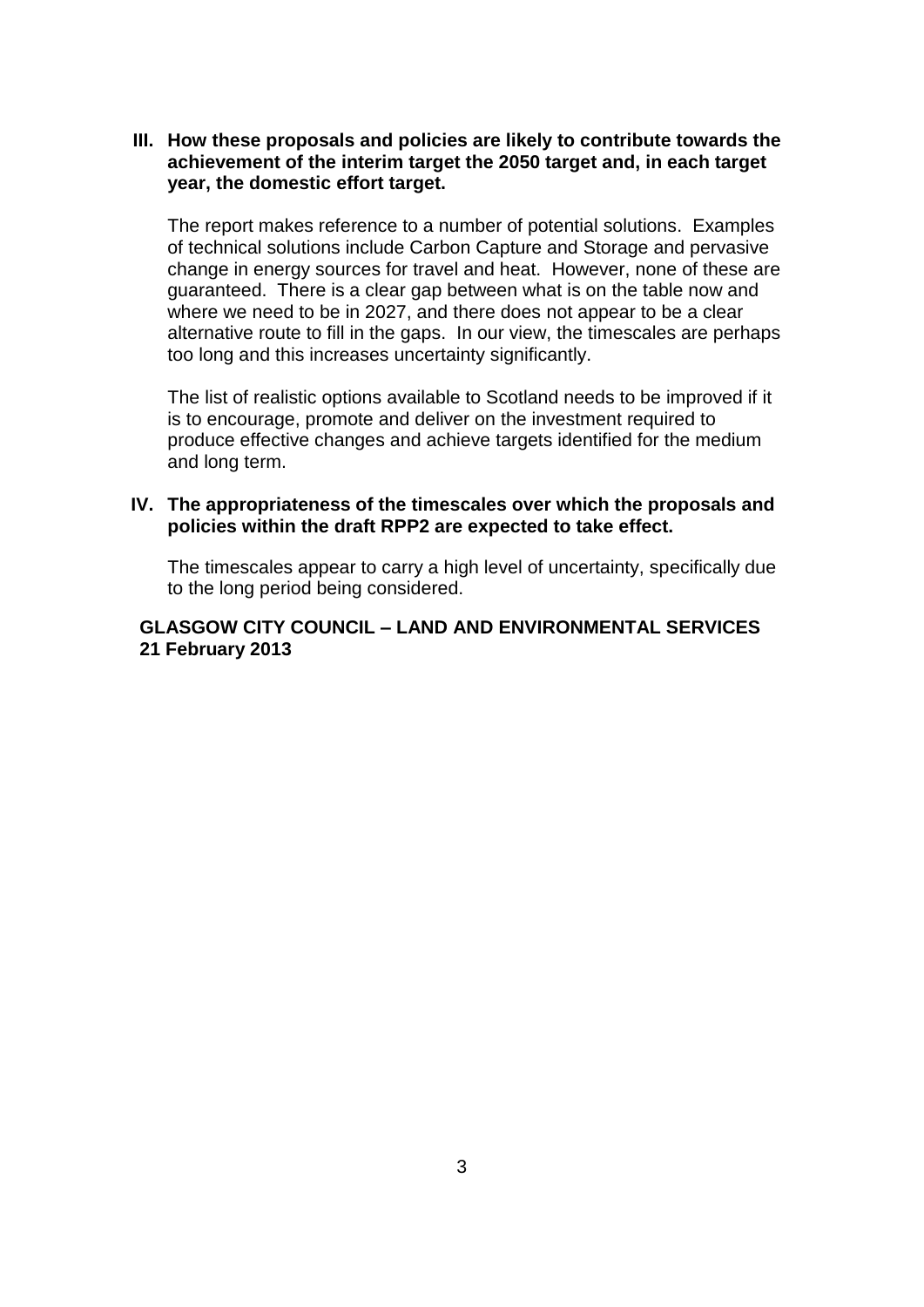**III. How these proposals and policies are likely to contribute towards the achievement of the interim target the 2050 target and, in each target year, the domestic effort target.**

The report makes reference to a number of potential solutions. Examples of technical solutions include Carbon Capture and Storage and pervasive change in energy sources for travel and heat. However, none of these are guaranteed. There is a clear gap between what is on the table now and where we need to be in 2027, and there does not appear to be a clear alternative route to fill in the gaps. In our view, the timescales are perhaps too long and this increases uncertainty significantly.

The list of realistic options available to Scotland needs to be improved if it is to encourage, promote and deliver on the investment required to produce effective changes and achieve targets identified for the medium and long term.

**IV. The appropriateness of the timescales over which the proposals and policies within the draft RPP2 are expected to take effect.**

The timescales appear to carry a high level of uncertainty, specifically due to the long period being considered.

**GLASGOW CITY COUNCIL – LAND AND ENVIRONMENTAL SERVICES**
**21 February 2013**